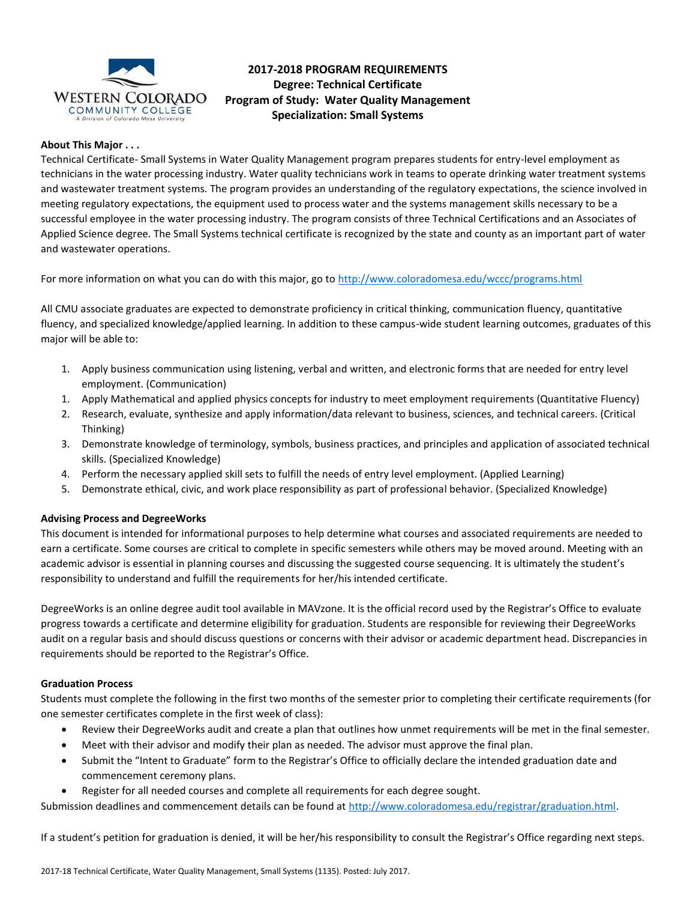# 2017-2018 PROGRAM REQUIREMENTS
## Degree: Technical Certificate
## Program of Study: Water Quality Management
## Specialization: Small Systems

**About This Major . . .**

Technical Certificate- Small Systems in Water Quality Management program prepares students for entry-level employment as technicians in the water processing industry. Water quality technicians work in teams to operate drinking water treatment systems and wastewater treatment systems. The program provides an understanding of the regulatory expectations, the science involved in meeting regulatory expectations, the equipment used to process water and the systems management skills necessary to be a successful employee in the water processing industry. The program consists of three Technical Certifications and an Associates of Applied Science degree. The Small Systems technical certificate is recognized by the state and county as an important part of water and wastewater operations.

For more information on what you can do with this major, go to http://www.coloradomesa.edu/wccc/programs.html

All CMU associate graduates are expected to demonstrate proficiency in critical thinking, communication fluency, quantitative fluency, and specialized knowledge/applied learning. In addition to these campus-wide student learning outcomes, graduates of this major will be able to:

1. Apply business communication using listening, verbal and written, and electronic forms that are needed for entry level employment. (Communication)
1. Apply Mathematical and applied physics concepts for industry to meet employment requirements (Quantitative Fluency)
2. Research, evaluate, synthesize and apply information/data relevant to business, sciences, and technical careers. (Critical Thinking)
3. Demonstrate knowledge of terminology, symbols, business practices, and principles and application of associated technical skills. (Specialized Knowledge)
4. Perform the necessary applied skill sets to fulfill the needs of entry level employment. (Applied Learning)
5. Demonstrate ethical, civic, and work place responsibility as part of professional behavior. (Specialized Knowledge)

**Advising Process and DegreeWorks**

This document is intended for informational purposes to help determine what courses and associated requirements are needed to earn a certificate. Some courses are critical to complete in specific semesters while others may be moved around. Meeting with an academic advisor is essential in planning courses and discussing the suggested course sequencing. It is ultimately the student's responsibility to understand and fulfill the requirements for her/his intended certificate.

DegreeWorks is an online degree audit tool available in MAVzone. It is the official record used by the Registrar's Office to evaluate progress towards a certificate and determine eligibility for graduation. Students are responsible for reviewing their DegreeWorks audit on a regular basis and should discuss questions or concerns with their advisor or academic department head. Discrepancies in requirements should be reported to the Registrar's Office.

**Graduation Process**

Students must complete the following in the first two months of the semester prior to completing their certificate requirements (for one semester certificates complete in the first week of class):

- Review their DegreeWorks audit and create a plan that outlines how unmet requirements will be met in the final semester.
- Meet with their advisor and modify their plan as needed. The advisor must approve the final plan.
- Submit the "Intent to Graduate" form to the Registrar's Office to officially declare the intended graduation date and commencement ceremony plans.
- Register for all needed courses and complete all requirements for each degree sought.

Submission deadlines and commencement details can be found at http://www.coloradomesa.edu/registrar/graduation.html.

If a student's petition for graduation is denied, it will be her/his responsibility to consult the Registrar's Office regarding next steps.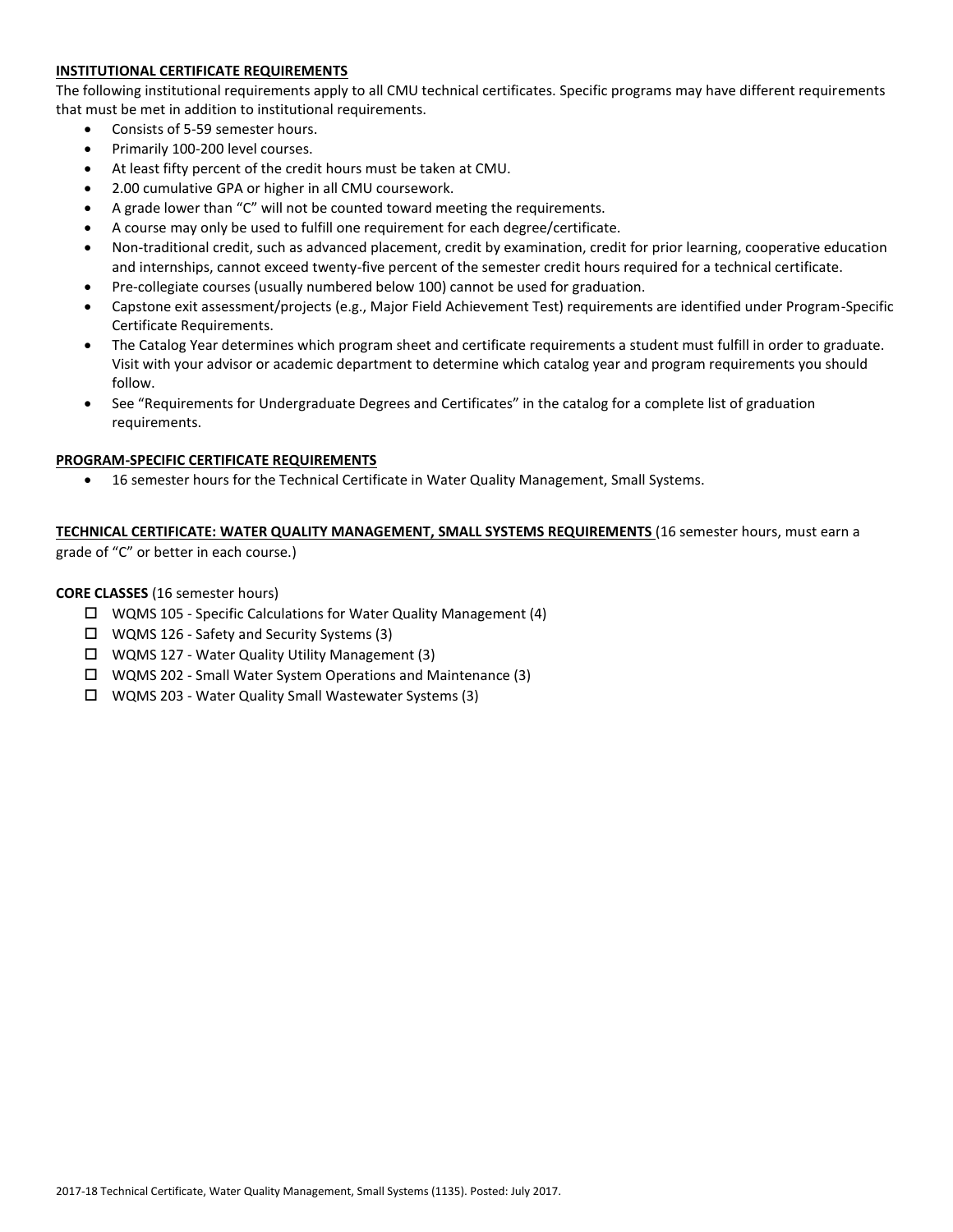**INSTITUTIONAL CERTIFICATE REQUIREMENTS**

The following institutional requirements apply to all CMU technical certificates. Specific programs may have different requirements that must be met in addition to institutional requirements.

- Consists of 5-59 semester hours.
- Primarily 100-200 level courses.
- At least fifty percent of the credit hours must be taken at CMU.
- 2.00 cumulative GPA or higher in all CMU coursework.
- A grade lower than "C" will not be counted toward meeting the requirements.
- A course may only be used to fulfill one requirement for each degree/certificate.
- Non-traditional credit, such as advanced placement, credit by examination, credit for prior learning, cooperative education and internships, cannot exceed twenty-five percent of the semester credit hours required for a technical certificate.
- Pre-collegiate courses (usually numbered below 100) cannot be used for graduation.
- Capstone exit assessment/projects (e.g., Major Field Achievement Test) requirements are identified under Program-Specific Certificate Requirements.
- The Catalog Year determines which program sheet and certificate requirements a student must fulfill in order to graduate. Visit with your advisor or academic department to determine which catalog year and program requirements you should follow.
- See "Requirements for Undergraduate Degrees and Certificates" in the catalog for a complete list of graduation requirements.

**PROGRAM-SPECIFIC CERTIFICATE REQUIREMENTS**

- 16 semester hours for the Technical Certificate in Water Quality Management, Small Systems.

**TECHNICAL CERTIFICATE: WATER QUALITY MANAGEMENT, SMALL SYSTEMS REQUIREMENTS** (16 semester hours, must earn a grade of "C" or better in each course.)

**CORE CLASSES** (16 semester hours)

- ☐ WQMS 105 - Specific Calculations for Water Quality Management (4)
- ☐ WQMS 126 - Safety and Security Systems (3)
- ☐ WQMS 127 - Water Quality Utility Management (3)
- ☐ WQMS 202 - Small Water System Operations and Maintenance (3)
- ☐ WQMS 203 - Water Quality Small Wastewater Systems (3)

2017-18 Technical Certificate, Water Quality Management, Small Systems (1135). Posted: July 2017.